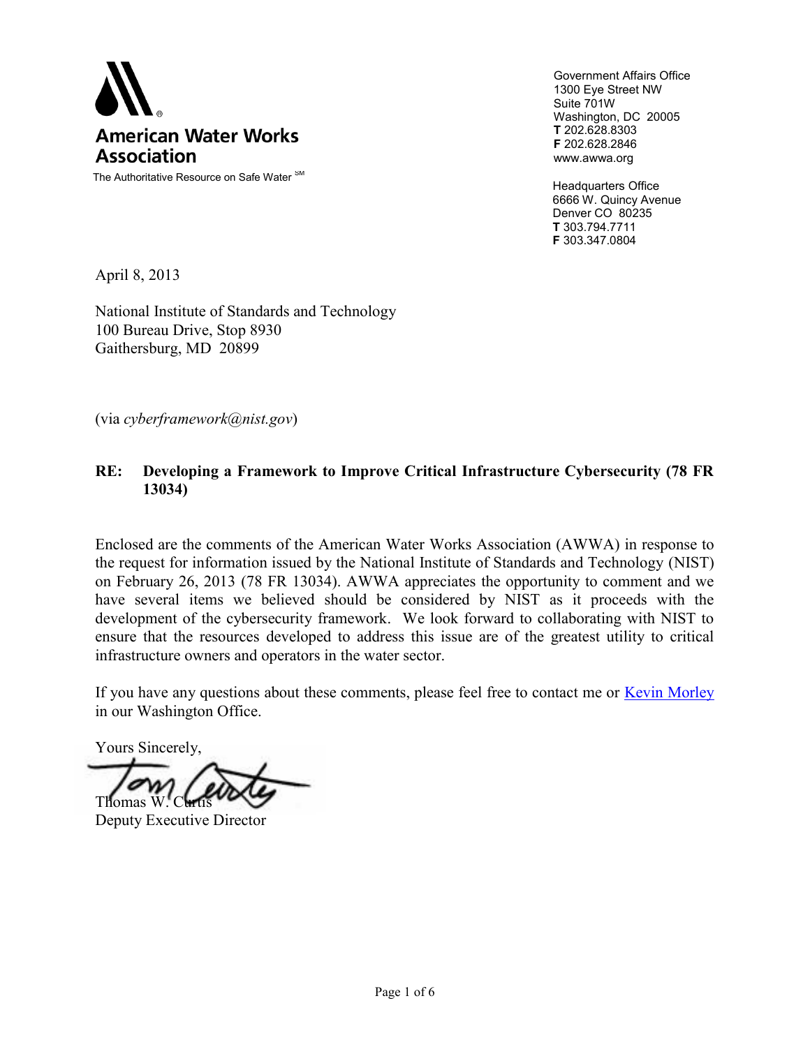**American Water Works Association**

The Authoritative Resource on Safe Water ℠

Government Affairs Office
1300 Eye Street NW
Suite 701W
Washington, DC 20005
**T** 202.628.8303
**F** 202.628.2846
www.awwa.org

Headquarters Office
6666 W. Quincy Avenue
Denver CO 80235
**T** 303.794.7711
**F** 303.347.0804

April 8, 2013

National Institute of Standards and Technology
100 Bureau Drive, Stop 8930
Gaithersburg, MD 20899

(via *cyberframework@nist.gov*)

**RE: Developing a Framework to Improve Critical Infrastructure Cybersecurity (78 FR 13034)**

Enclosed are the comments of the American Water Works Association (AWWA) in response to the request for information issued by the National Institute of Standards and Technology (NIST) on February 26, 2013 (78 FR 13034). AWWA appreciates the opportunity to comment and we have several items we believed should be considered by NIST as it proceeds with the development of the cybersecurity framework. We look forward to collaborating with NIST to ensure that the resources developed to address this issue are of the greatest utility to critical infrastructure owners and operators in the water sector.

If you have any questions about these comments, please feel free to contact me or Kevin Morley in our Washington Office.

Yours Sincerely,

Thomas W. Curtis
Deputy Executive Director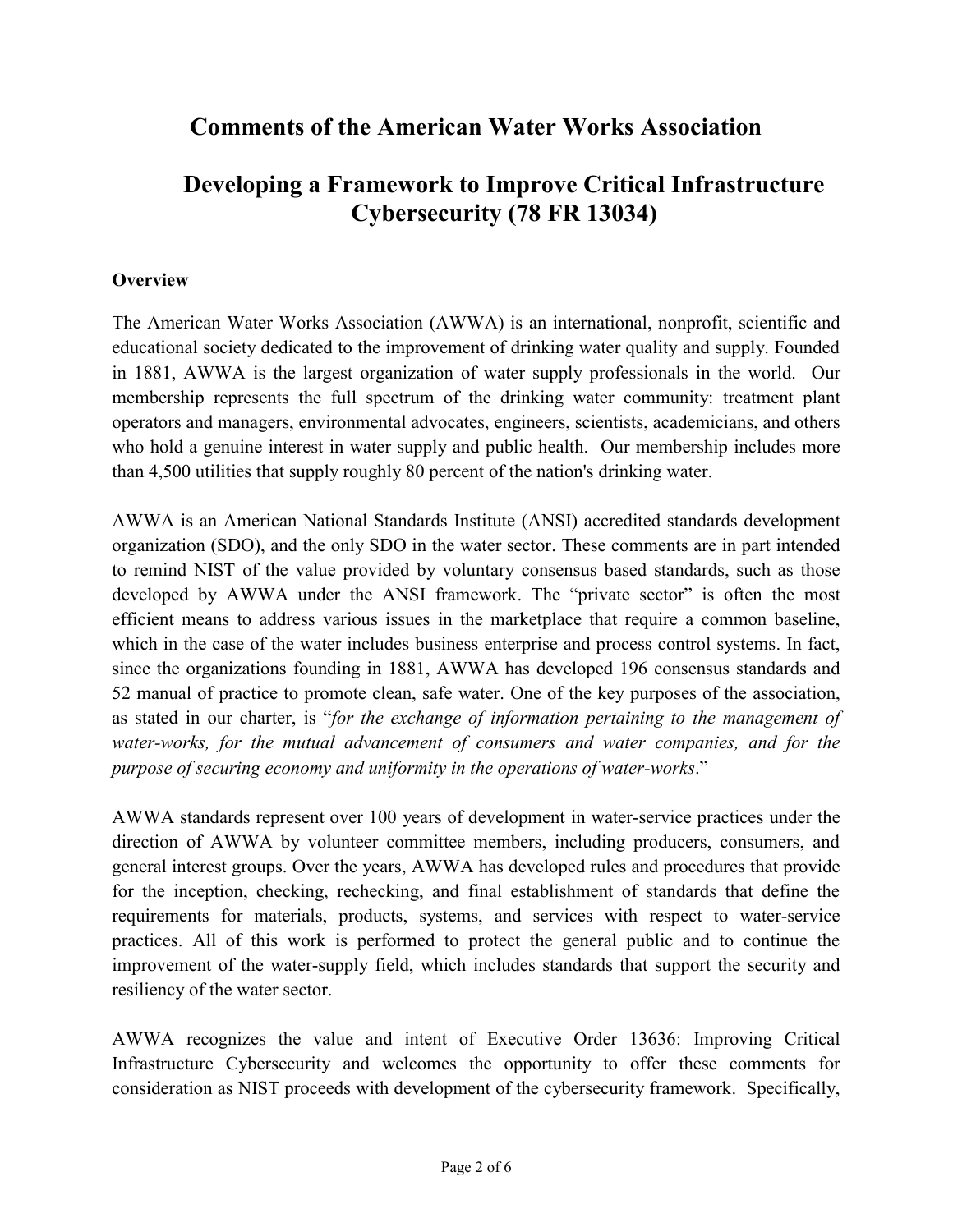# Comments of the American Water Works Association

# Developing a Framework to Improve Critical Infrastructure Cybersecurity (78 FR 13034)

**Overview**

The American Water Works Association (AWWA) is an international, nonprofit, scientific and educational society dedicated to the improvement of drinking water quality and supply. Founded in 1881, AWWA is the largest organization of water supply professionals in the world. Our membership represents the full spectrum of the drinking water community: treatment plant operators and managers, environmental advocates, engineers, scientists, academicians, and others who hold a genuine interest in water supply and public health. Our membership includes more than 4,500 utilities that supply roughly 80 percent of the nation's drinking water.

AWWA is an American National Standards Institute (ANSI) accredited standards development organization (SDO), and the only SDO in the water sector. These comments are in part intended to remind NIST of the value provided by voluntary consensus based standards, such as those developed by AWWA under the ANSI framework. The "private sector" is often the most efficient means to address various issues in the marketplace that require a common baseline, which in the case of the water includes business enterprise and process control systems. In fact, since the organizations founding in 1881, AWWA has developed 196 consensus standards and 52 manual of practice to promote clean, safe water. One of the key purposes of the association, as stated in our charter, is "*for the exchange of information pertaining to the management of water-works, for the mutual advancement of consumers and water companies, and for the purpose of securing economy and uniformity in the operations of water-works*."

AWWA standards represent over 100 years of development in water-service practices under the direction of AWWA by volunteer committee members, including producers, consumers, and general interest groups. Over the years, AWWA has developed rules and procedures that provide for the inception, checking, rechecking, and final establishment of standards that define the requirements for materials, products, systems, and services with respect to water-service practices. All of this work is performed to protect the general public and to continue the improvement of the water-supply field, which includes standards that support the security and resiliency of the water sector.

AWWA recognizes the value and intent of Executive Order 13636: Improving Critical Infrastructure Cybersecurity and welcomes the opportunity to offer these comments for consideration as NIST proceeds with development of the cybersecurity framework. Specifically,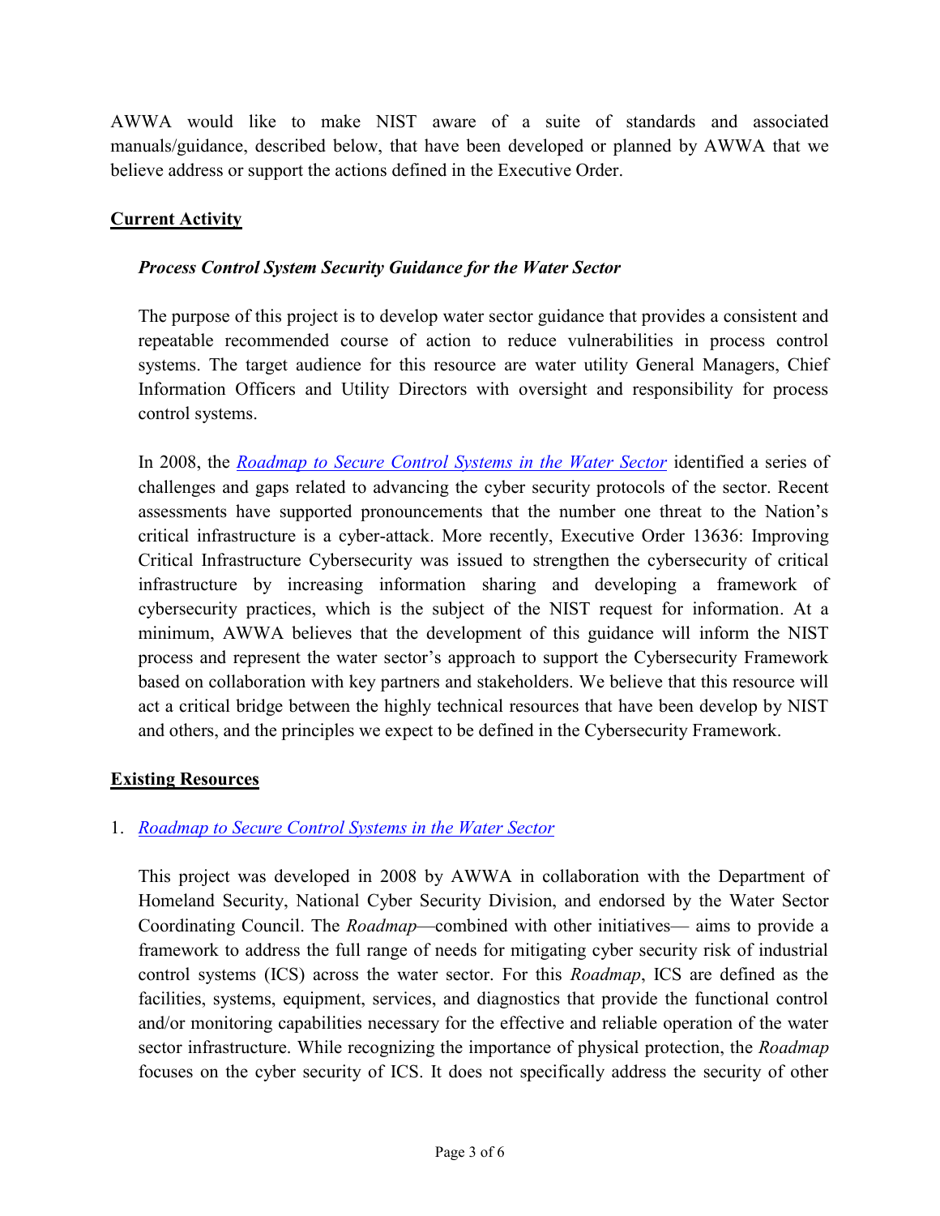AWWA would like to make NIST aware of a suite of standards and associated manuals/guidance, described below, that have been developed or planned by AWWA that we believe address or support the actions defined in the Executive Order.

## Current Activity

### *Process Control System Security Guidance for the Water Sector*

The purpose of this project is to develop water sector guidance that provides a consistent and repeatable recommended course of action to reduce vulnerabilities in process control systems. The target audience for this resource are water utility General Managers, Chief Information Officers and Utility Directors with oversight and responsibility for process control systems.

In 2008, the *Roadmap to Secure Control Systems in the Water Sector* identified a series of challenges and gaps related to advancing the cyber security protocols of the sector. Recent assessments have supported pronouncements that the number one threat to the Nation's critical infrastructure is a cyber-attack. More recently, Executive Order 13636: Improving Critical Infrastructure Cybersecurity was issued to strengthen the cybersecurity of critical infrastructure by increasing information sharing and developing a framework of cybersecurity practices, which is the subject of the NIST request for information. At a minimum, AWWA believes that the development of this guidance will inform the NIST process and represent the water sector's approach to support the Cybersecurity Framework based on collaboration with key partners and stakeholders. We believe that this resource will act a critical bridge between the highly technical resources that have been develop by NIST and others, and the principles we expect to be defined in the Cybersecurity Framework.

## Existing Resources

1. *Roadmap to Secure Control Systems in the Water Sector*

   This project was developed in 2008 by AWWA in collaboration with the Department of Homeland Security, National Cyber Security Division, and endorsed by the Water Sector Coordinating Council. The *Roadmap*—combined with other initiatives— aims to provide a framework to address the full range of needs for mitigating cyber security risk of industrial control systems (ICS) across the water sector. For this *Roadmap*, ICS are defined as the facilities, systems, equipment, services, and diagnostics that provide the functional control and/or monitoring capabilities necessary for the effective and reliable operation of the water sector infrastructure. While recognizing the importance of physical protection, the *Roadmap* focuses on the cyber security of ICS. It does not specifically address the security of other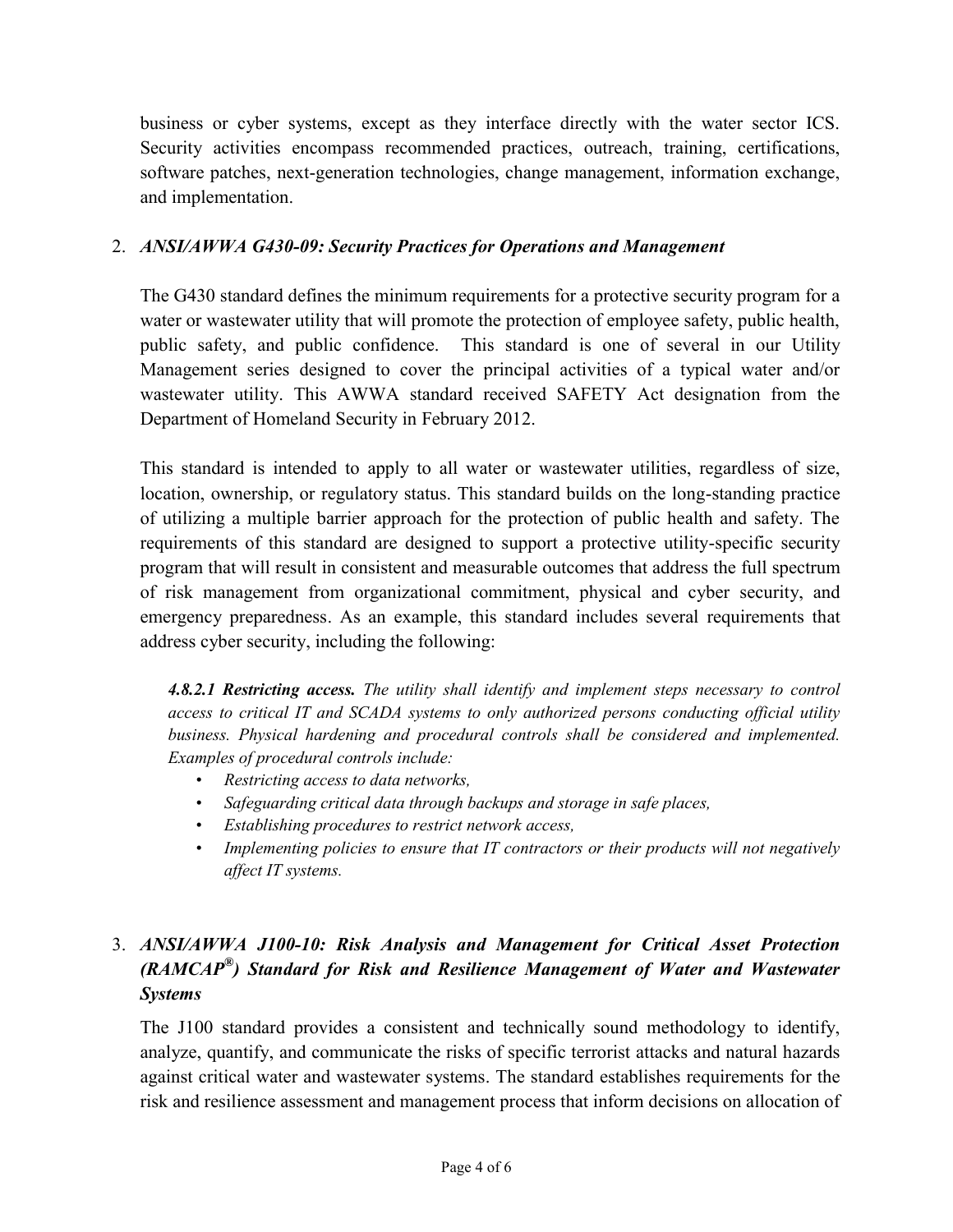business or cyber systems, except as they interface directly with the water sector ICS. Security activities encompass recommended practices, outreach, training, certifications, software patches, next-generation technologies, change management, information exchange, and implementation.

2. ***ANSI/AWWA G430-09: Security Practices for Operations and Management***

   The G430 standard defines the minimum requirements for a protective security program for a water or wastewater utility that will promote the protection of employee safety, public health, public safety, and public confidence. This standard is one of several in our Utility Management series designed to cover the principal activities of a typical water and/or wastewater utility. This AWWA standard received SAFETY Act designation from the Department of Homeland Security in February 2012.

   This standard is intended to apply to all water or wastewater utilities, regardless of size, location, ownership, or regulatory status. This standard builds on the long-standing practice of utilizing a multiple barrier approach for the protection of public health and safety. The requirements of this standard are designed to support a protective utility-specific security program that will result in consistent and measurable outcomes that address the full spectrum of risk management from organizational commitment, physical and cyber security, and emergency preparedness. As an example, this standard includes several requirements that address cyber security, including the following:

   ***4.8.2.1 Restricting access.*** *The utility shall identify and implement steps necessary to control access to critical IT and SCADA systems to only authorized persons conducting official utility business. Physical hardening and procedural controls shall be considered and implemented. Examples of procedural controls include:*

   - *Restricting access to data networks,*
   - *Safeguarding critical data through backups and storage in safe places,*
   - *Establishing procedures to restrict network access,*
   - *Implementing policies to ensure that IT contractors or their products will not negatively affect IT systems.*

3. ***ANSI/AWWA J100-10: Risk Analysis and Management for Critical Asset Protection (RAMCAP®) Standard for Risk and Resilience Management of Water and Wastewater Systems***

   The J100 standard provides a consistent and technically sound methodology to identify, analyze, quantify, and communicate the risks of specific terrorist attacks and natural hazards against critical water and wastewater systems. The standard establishes requirements for the risk and resilience assessment and management process that inform decisions on allocation of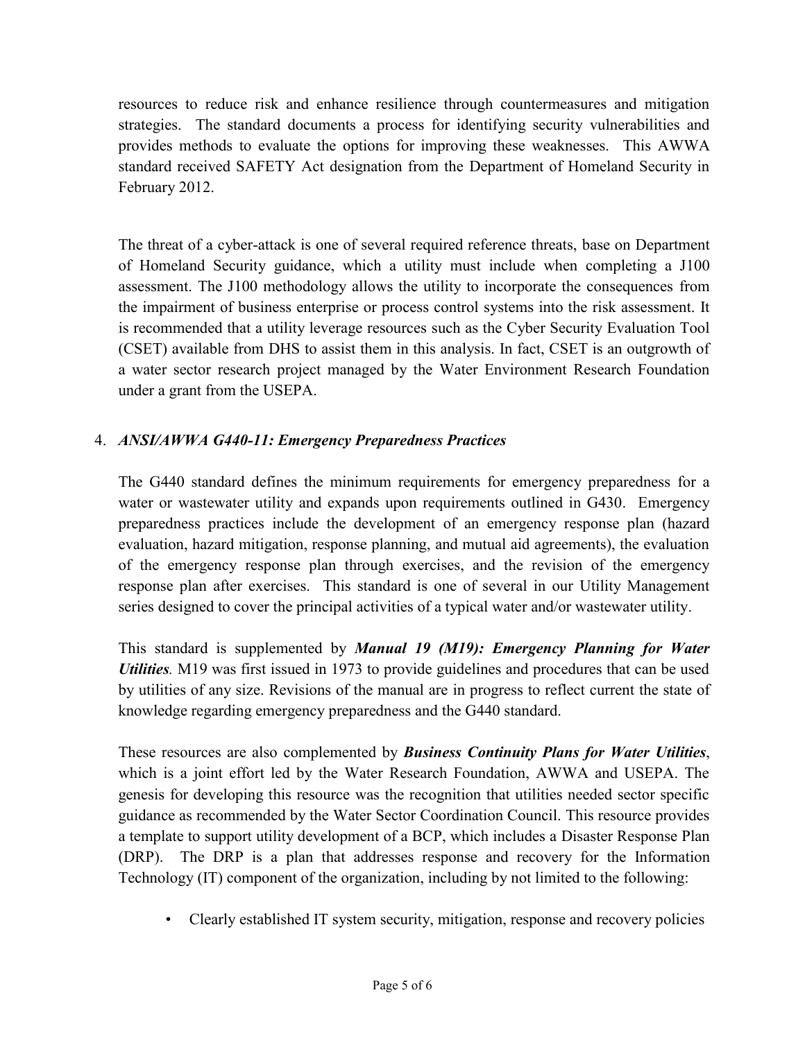resources to reduce risk and enhance resilience through countermeasures and mitigation strategies. The standard documents a process for identifying security vulnerabilities and provides methods to evaluate the options for improving these weaknesses. This AWWA standard received SAFETY Act designation from the Department of Homeland Security in February 2012.

The threat of a cyber-attack is one of several required reference threats, base on Department of Homeland Security guidance, which a utility must include when completing a J100 assessment. The J100 methodology allows the utility to incorporate the consequences from the impairment of business enterprise or process control systems into the risk assessment. It is recommended that a utility leverage resources such as the Cyber Security Evaluation Tool (CSET) available from DHS to assist them in this analysis. In fact, CSET is an outgrowth of a water sector research project managed by the Water Environment Research Foundation under a grant from the USEPA.

4. ***ANSI/AWWA G440-11: Emergency Preparedness Practices***

The G440 standard defines the minimum requirements for emergency preparedness for a water or wastewater utility and expands upon requirements outlined in G430. Emergency preparedness practices include the development of an emergency response plan (hazard evaluation, hazard mitigation, response planning, and mutual aid agreements), the evaluation of the emergency response plan through exercises, and the revision of the emergency response plan after exercises. This standard is one of several in our Utility Management series designed to cover the principal activities of a typical water and/or wastewater utility.

This standard is supplemented by ***Manual 19 (M19): Emergency Planning for Water Utilities***. M19 was first issued in 1973 to provide guidelines and procedures that can be used by utilities of any size. Revisions of the manual are in progress to reflect current the state of knowledge regarding emergency preparedness and the G440 standard.

These resources are also complemented by ***Business Continuity Plans for Water Utilities***, which is a joint effort led by the Water Research Foundation, AWWA and USEPA. The genesis for developing this resource was the recognition that utilities needed sector specific guidance as recommended by the Water Sector Coordination Council. This resource provides a template to support utility development of a BCP, which includes a Disaster Response Plan (DRP). The DRP is a plan that addresses response and recovery for the Information Technology (IT) component of the organization, including by not limited to the following:

- Clearly established IT system security, mitigation, response and recovery policies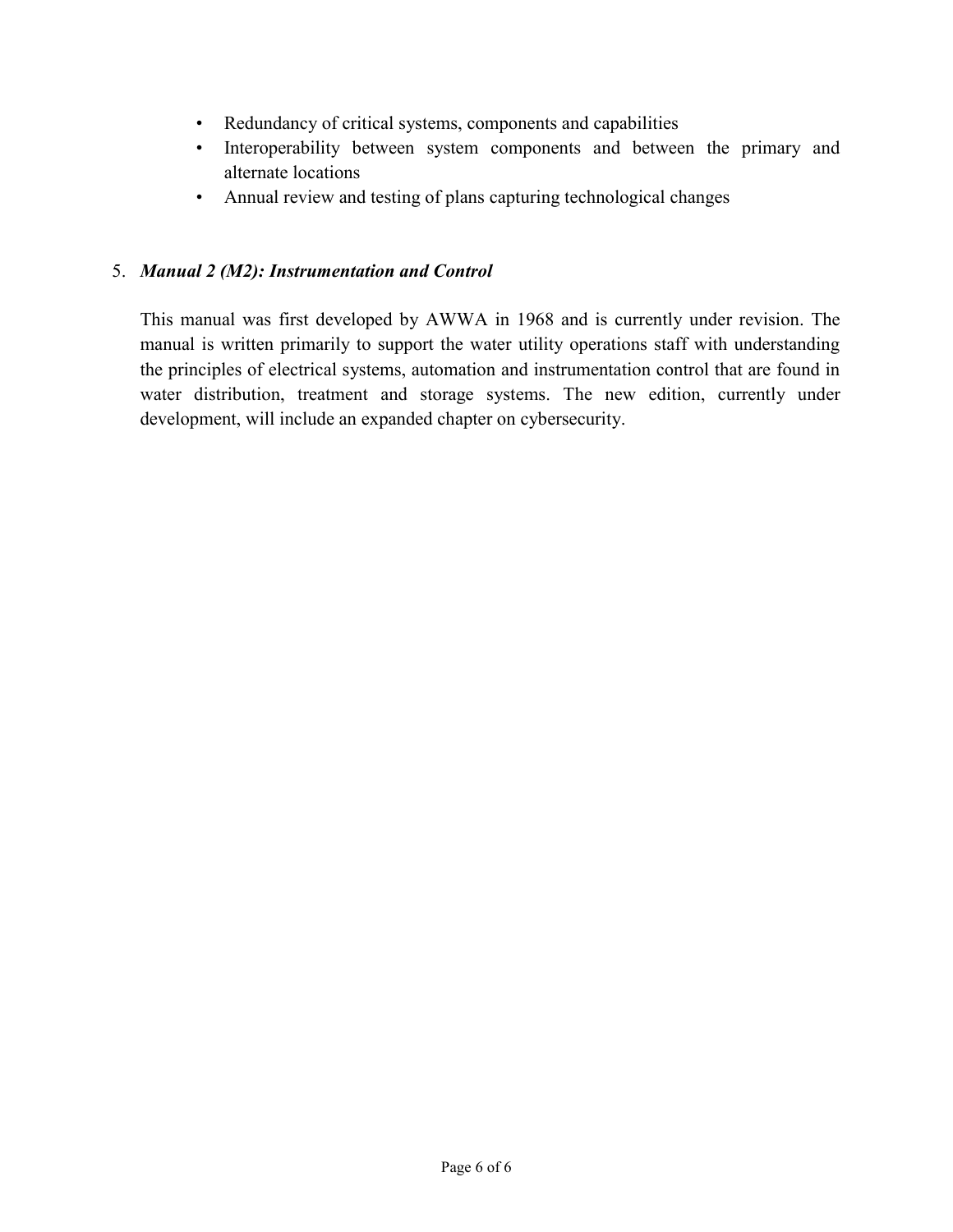- Redundancy of critical systems, components and capabilities
- Interoperability between system components and between the primary and alternate locations
- Annual review and testing of plans capturing technological changes

5. ***Manual 2 (M2): Instrumentation and Control***

   This manual was first developed by AWWA in 1968 and is currently under revision. The manual is written primarily to support the water utility operations staff with understanding the principles of electrical systems, automation and instrumentation control that are found in water distribution, treatment and storage systems. The new edition, currently under development, will include an expanded chapter on cybersecurity.